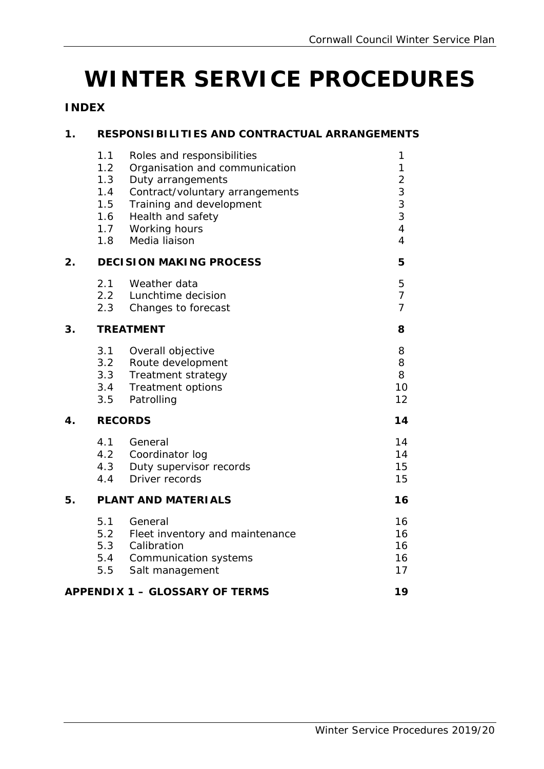# WINTER SERVICE PROCEDURES

## INDEX

| | | | |
|---|---|---|---|
| **1.** | **RESPONSIBILITIES AND CONTRACTUAL ARRANGEMENTS** | | |
| | 1.1 | Roles and responsibilities | 1 |
| | 1.2 | Organisation and communication | 1 |
| | 1.3 | Duty arrangements | 2 |
| | 1.4 | Contract/voluntary arrangements | 3 |
| | 1.5 | Training and development | 3 |
| | 1.6 | Health and safety | 3 |
| | 1.7 | Working hours | 4 |
| | 1.8 | Media liaison | 4 |
| **2.** | **DECISION MAKING PROCESS** | | **5** |
| | 2.1 | Weather data | 5 |
| | 2.2 | Lunchtime decision | 7 |
| | 2.3 | Changes to forecast | 7 |
| **3.** | **TREATMENT** | | **8** |
| | 3.1 | Overall objective | 8 |
| | 3.2 | Route development | 8 |
| | 3.3 | Treatment strategy | 8 |
| | 3.4 | Treatment options | 10 |
| | 3.5 | Patrolling | 12 |
| **4.** | **RECORDS** | | **14** |
| | 4.1 | General | 14 |
| | 4.2 | Coordinator log | 14 |
| | 4.3 | Duty supervisor records | 15 |
| | 4.4 | Driver records | 15 |
| **5.** | **PLANT AND MATERIALS** | | **16** |
| | 5.1 | General | 16 |
| | 5.2 | Fleet inventory and maintenance | 16 |
| | 5.3 | Calibration | 16 |
| | 5.4 | Communication systems | 16 |
| | 5.5 | Salt management | 17 |
| **APPENDIX 1 – GLOSSARY OF TERMS** | | | **19** |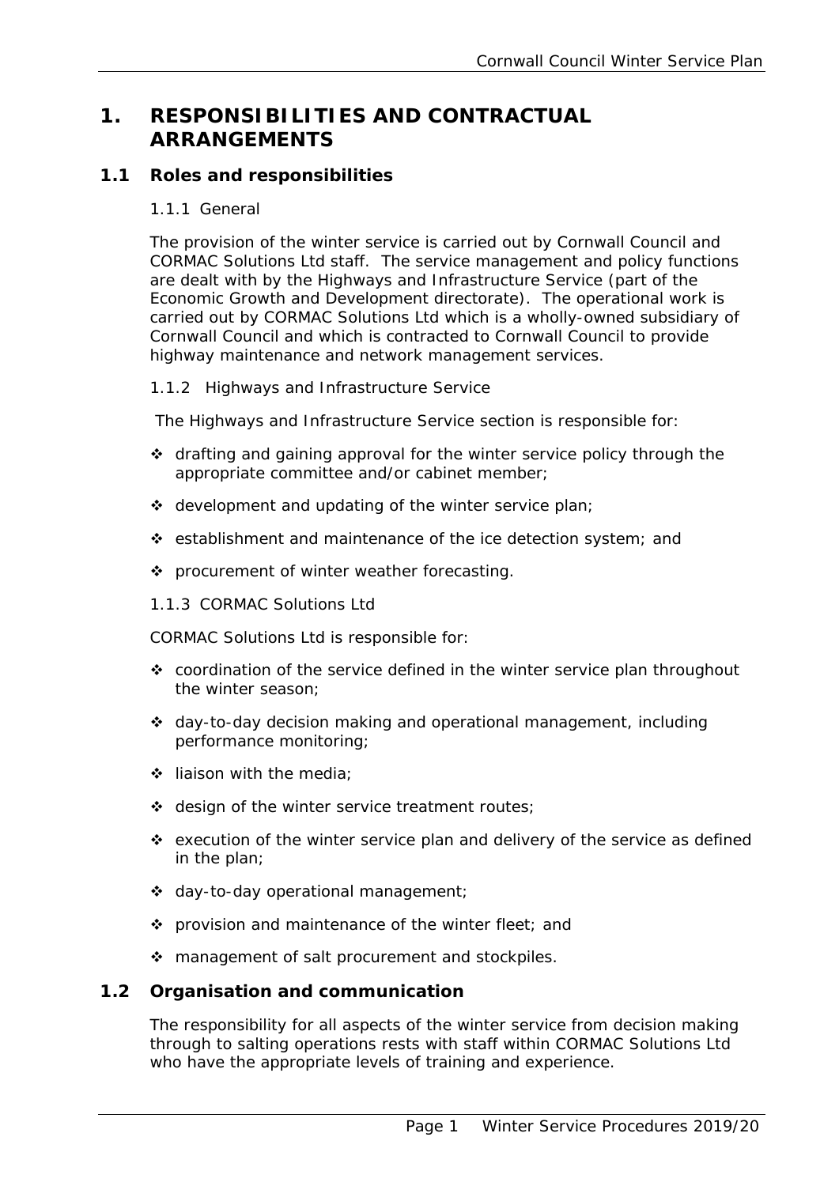# 1. RESPONSIBILITIES AND CONTRACTUAL ARRANGEMENTS

## 1.1 Roles and responsibilities

### 1.1.1 General

The provision of the winter service is carried out by Cornwall Council and CORMAC Solutions Ltd staff. The service management and policy functions are dealt with by the Highways and Infrastructure Service (part of the Economic Growth and Development directorate). The operational work is carried out by CORMAC Solutions Ltd which is a wholly-owned subsidiary of Cornwall Council and which is contracted to Cornwall Council to provide highway maintenance and network management services.

### 1.1.2 Highways and Infrastructure Service

The Highways and Infrastructure Service section is responsible for:

- drafting and gaining approval for the winter service policy through the appropriate committee and/or cabinet member;
- development and updating of the winter service plan;
- establishment and maintenance of the ice detection system; and
- procurement of winter weather forecasting.

### 1.1.3 CORMAC Solutions Ltd

CORMAC Solutions Ltd is responsible for:

- coordination of the service defined in the winter service plan throughout the winter season;
- day-to-day decision making and operational management, including performance monitoring;
- liaison with the media;
- design of the winter service treatment routes;
- execution of the winter service plan and delivery of the service as defined in the plan;
- day-to-day operational management;
- provision and maintenance of the winter fleet; and
- management of salt procurement and stockpiles.

## 1.2 Organisation and communication

The responsibility for all aspects of the winter service from decision making through to salting operations rests with staff within CORMAC Solutions Ltd who have the appropriate levels of training and experience.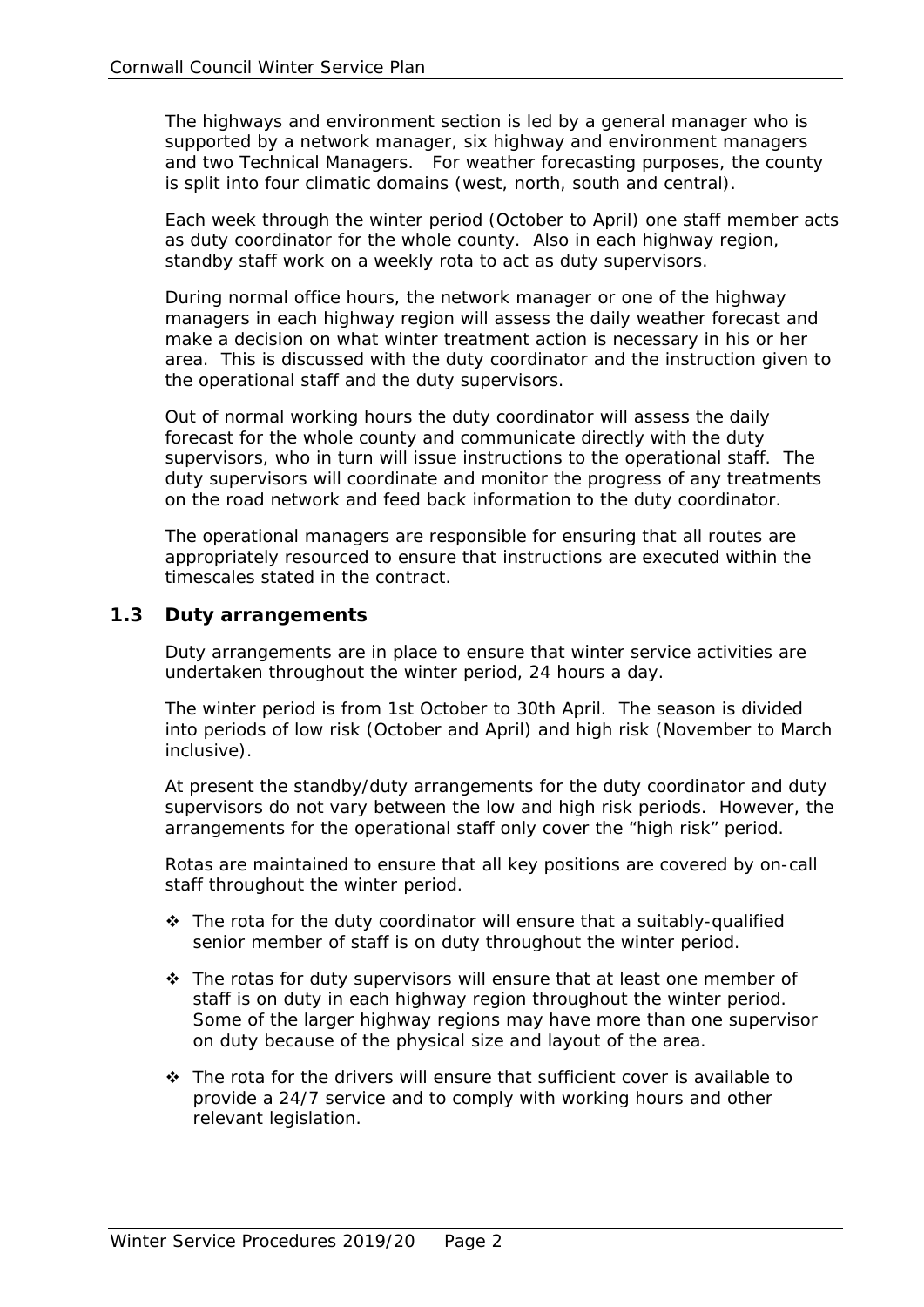The highways and environment section is led by a general manager who is supported by a network manager, six highway and environment managers and two Technical Managers. For weather forecasting purposes, the county is split into four climatic domains (west, north, south and central).

Each week through the winter period (October to April) one staff member acts as duty coordinator for the whole county. Also in each highway region, standby staff work on a weekly rota to act as duty supervisors.

During normal office hours, the network manager or one of the highway managers in each highway region will assess the daily weather forecast and make a decision on what winter treatment action is necessary in his or her area. This is discussed with the duty coordinator and the instruction given to the operational staff and the duty supervisors.

Out of normal working hours the duty coordinator will assess the daily forecast for the whole county and communicate directly with the duty supervisors, who in turn will issue instructions to the operational staff. The duty supervisors will coordinate and monitor the progress of any treatments on the road network and feed back information to the duty coordinator.

The operational managers are responsible for ensuring that all routes are appropriately resourced to ensure that instructions are executed within the timescales stated in the contract.

## 1.3 Duty arrangements

Duty arrangements are in place to ensure that winter service activities are undertaken throughout the winter period, 24 hours a day.

The winter period is from 1st October to 30th April. The season is divided into periods of low risk (October and April) and high risk (November to March inclusive).

At present the standby/duty arrangements for the duty coordinator and duty supervisors do not vary between the low and high risk periods. However, the arrangements for the operational staff only cover the “high risk” period.

Rotas are maintained to ensure that all key positions are covered by on-call staff throughout the winter period.

- The rota for the duty coordinator will ensure that a suitably-qualified senior member of staff is on duty throughout the winter period.
- The rotas for duty supervisors will ensure that at least one member of staff is on duty in each highway region throughout the winter period. Some of the larger highway regions may have more than one supervisor on duty because of the physical size and layout of the area.
- The rota for the drivers will ensure that sufficient cover is available to provide a 24/7 service and to comply with working hours and other relevant legislation.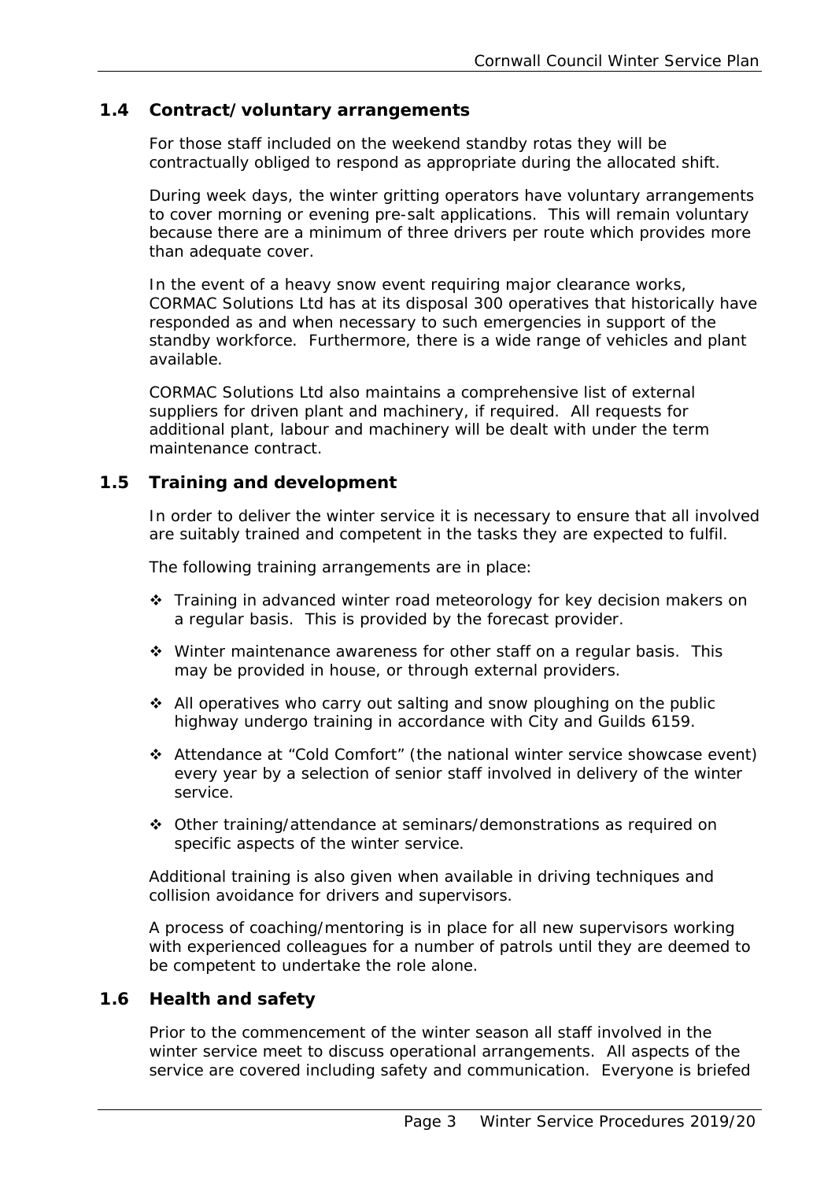## 1.4 Contract/voluntary arrangements

For those staff included on the weekend standby rotas they will be contractually obliged to respond as appropriate during the allocated shift.

During week days, the winter gritting operators have voluntary arrangements to cover morning or evening pre-salt applications. This will remain voluntary because there are a minimum of three drivers per route which provides more than adequate cover.

In the event of a heavy snow event requiring major clearance works, CORMAC Solutions Ltd has at its disposal 300 operatives that historically have responded as and when necessary to such emergencies in support of the standby workforce. Furthermore, there is a wide range of vehicles and plant available.

CORMAC Solutions Ltd also maintains a comprehensive list of external suppliers for driven plant and machinery, if required. All requests for additional plant, labour and machinery will be dealt with under the term maintenance contract.

## 1.5 Training and development

In order to deliver the winter service it is necessary to ensure that all involved are suitably trained and competent in the tasks they are expected to fulfil.

The following training arrangements are in place:

- Training in advanced winter road meteorology for key decision makers on a regular basis. This is provided by the forecast provider.
- Winter maintenance awareness for other staff on a regular basis. This may be provided in house, or through external providers.
- All operatives who carry out salting and snow ploughing on the public highway undergo training in accordance with City and Guilds 6159.
- Attendance at "Cold Comfort" (the national winter service showcase event) every year by a selection of senior staff involved in delivery of the winter service.
- Other training/attendance at seminars/demonstrations as required on specific aspects of the winter service.

Additional training is also given when available in driving techniques and collision avoidance for drivers and supervisors.

A process of coaching/mentoring is in place for all new supervisors working with experienced colleagues for a number of patrols until they are deemed to be competent to undertake the role alone.

## 1.6 Health and safety

Prior to the commencement of the winter season all staff involved in the winter service meet to discuss operational arrangements. All aspects of the service are covered including safety and communication. Everyone is briefed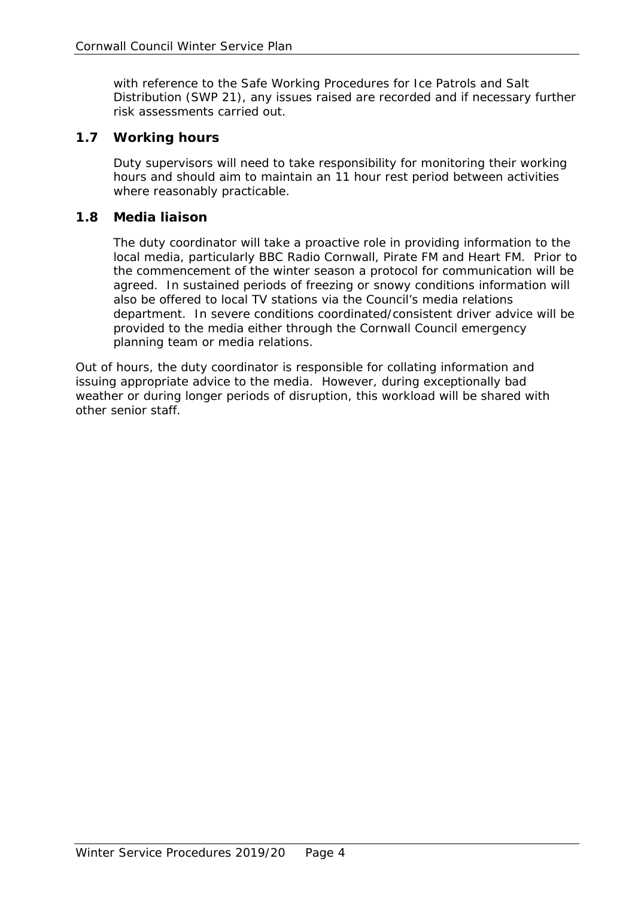with reference to the Safe Working Procedures for Ice Patrols and Salt Distribution (SWP 21), any issues raised are recorded and if necessary further risk assessments carried out.

## 1.7 Working hours

Duty supervisors will need to take responsibility for monitoring their working hours and should aim to maintain an 11 hour rest period between activities where reasonably practicable.

## 1.8 Media liaison

The duty coordinator will take a proactive role in providing information to the local media, particularly BBC Radio Cornwall, Pirate FM and Heart FM. Prior to the commencement of the winter season a protocol for communication will be agreed. In sustained periods of freezing or snowy conditions information will also be offered to local TV stations via the Council's media relations department. In severe conditions coordinated/consistent driver advice will be provided to the media either through the Cornwall Council emergency planning team or media relations.

Out of hours, the duty coordinator is responsible for collating information and issuing appropriate advice to the media. However, during exceptionally bad weather or during longer periods of disruption, this workload will be shared with other senior staff.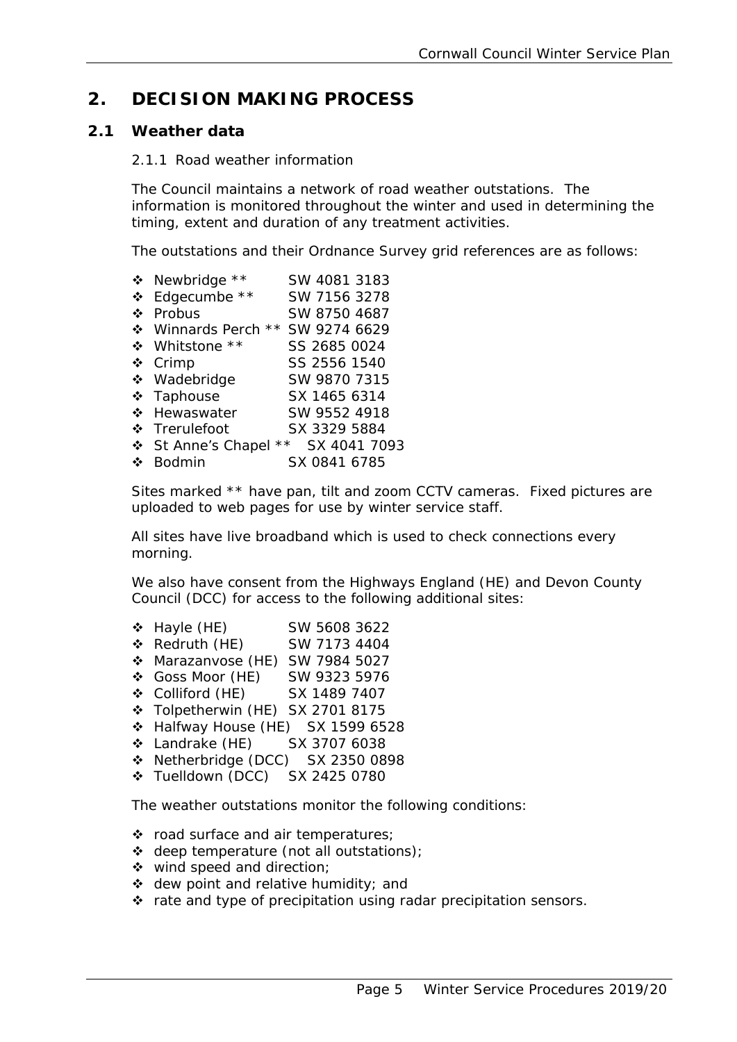## 2. DECISION MAKING PROCESS

### 2.1 Weather data

2.1.1 Road weather information

The Council maintains a network of road weather outstations. The information is monitored throughout the winter and used in determining the timing, extent and duration of any treatment activities.

The outstations and their Ordnance Survey grid references are as follows:

- Newbridge ** SW 4081 3183
- Edgecumbe ** SW 7156 3278
- Probus SW 8750 4687
- Winnards Perch ** SW 9274 6629
- Whitstone ** SS 2685 0024
- Crimp SS 2556 1540
- Wadebridge SW 9870 7315
- Taphouse SX 1465 6314
- Hewaswater SW 9552 4918
- Trerulefoot SX 3329 5884
- St Anne's Chapel ** SX 4041 7093
- Bodmin SX 0841 6785

Sites marked ** have pan, tilt and zoom CCTV cameras. Fixed pictures are uploaded to web pages for use by winter service staff.

All sites have live broadband which is used to check connections every morning.

We also have consent from the Highways England (HE) and Devon County Council (DCC) for access to the following additional sites:

- Hayle (HE) SW 5608 3622
- Redruth (HE) SW 7173 4404
- Marazanvose (HE) SW 7984 5027
- Goss Moor (HE) SW 9323 5976
- Colliford (HE) SX 1489 7407
- Tolpetherwin (HE) SX 2701 8175
- Halfway House (HE) SX 1599 6528
- Landrake (HE) SX 3707 6038
- Netherbridge (DCC) SX 2350 0898
- Tuelldown (DCC) SX 2425 0780

The weather outstations monitor the following conditions:

- road surface and air temperatures;
- deep temperature (not all outstations);
- wind speed and direction;
- dew point and relative humidity; and
- rate and type of precipitation using radar precipitation sensors.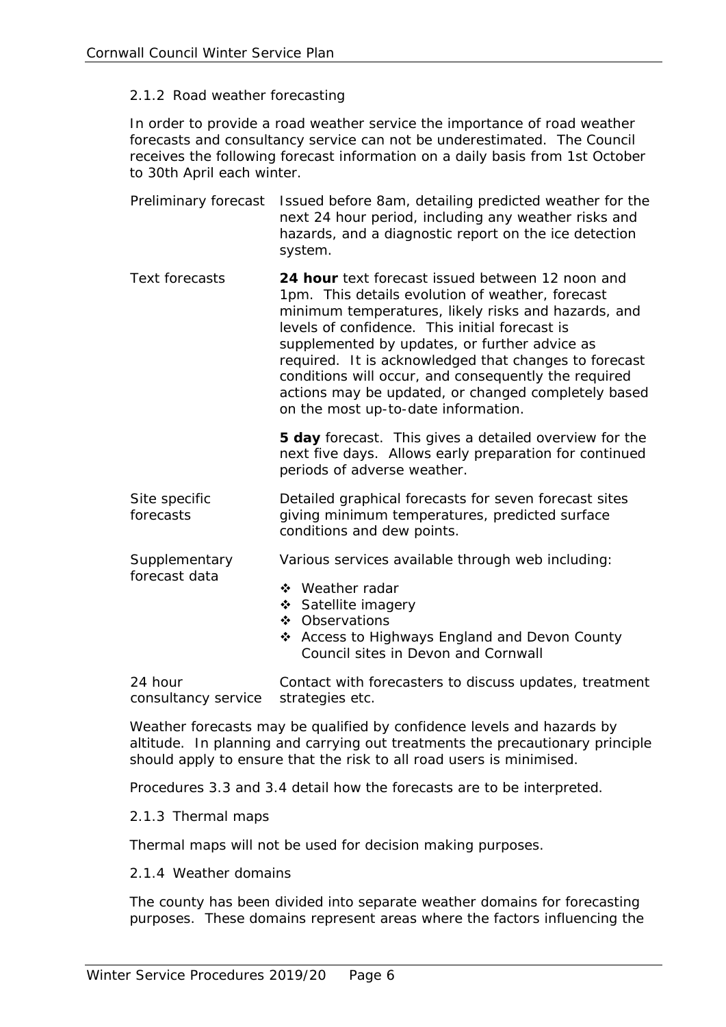### 2.1.2 Road weather forecasting

In order to provide a road weather service the importance of road weather forecasts and consultancy service can not be underestimated. The Council receives the following forecast information on a daily basis from 1st October to 30th April each winter.

| | |
|---|---|
| Preliminary forecast | Issued before 8am, detailing predicted weather for the next 24 hour period, including any weather risks and hazards, and a diagnostic report on the ice detection system. |
| Text forecasts | **24 hour** text forecast issued between 12 noon and 1pm. This details evolution of weather, forecast minimum temperatures, likely risks and hazards, and levels of confidence. This initial forecast is supplemented by updates, or further advice as required. It is acknowledged that changes to forecast conditions will occur, and consequently the required actions may be updated, or changed completely based on the most up-to-date information.<br><br>**5 day** forecast. This gives a detailed overview for the next five days. Allows early preparation for continued periods of adverse weather. |
| Site specific forecasts | Detailed graphical forecasts for seven forecast sites giving minimum temperatures, predicted surface conditions and dew points. |
| Supplementary forecast data | Various services available through web including:<br>❖ Weather radar<br>❖ Satellite imagery<br>❖ Observations<br>❖ Access to Highways England and Devon County Council sites in Devon and Cornwall |
| 24 hour consultancy service | Contact with forecasters to discuss updates, treatment strategies etc. |

Weather forecasts may be qualified by confidence levels and hazards by altitude. In planning and carrying out treatments the precautionary principle should apply to ensure that the risk to all road users is minimised.

Procedures 3.3 and 3.4 detail how the forecasts are to be interpreted.

### 2.1.3 Thermal maps

Thermal maps will not be used for decision making purposes.

### 2.1.4 Weather domains

The county has been divided into separate weather domains for forecasting purposes. These domains represent areas where the factors influencing the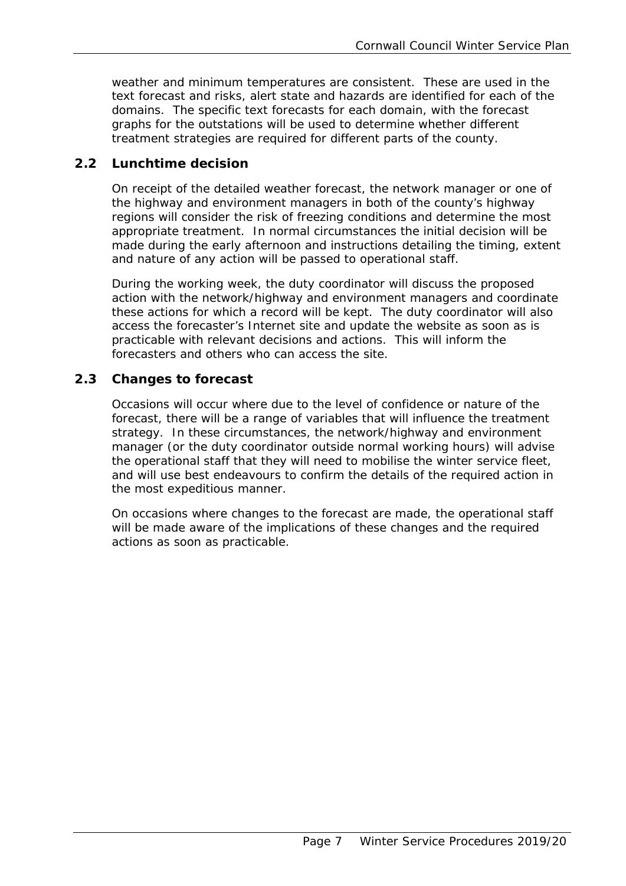weather and minimum temperatures are consistent. These are used in the text forecast and risks, alert state and hazards are identified for each of the domains. The specific text forecasts for each domain, with the forecast graphs for the outstations will be used to determine whether different treatment strategies are required for different parts of the county.

## 2.2 Lunchtime decision

On receipt of the detailed weather forecast, the network manager or one of the highway and environment managers in both of the county's highway regions will consider the risk of freezing conditions and determine the most appropriate treatment. In normal circumstances the initial decision will be made during the early afternoon and instructions detailing the timing, extent and nature of any action will be passed to operational staff.

During the working week, the duty coordinator will discuss the proposed action with the network/highway and environment managers and coordinate these actions for which a record will be kept. The duty coordinator will also access the forecaster's Internet site and update the website as soon as is practicable with relevant decisions and actions. This will inform the forecasters and others who can access the site.

## 2.3 Changes to forecast

Occasions will occur where due to the level of confidence or nature of the forecast, there will be a range of variables that will influence the treatment strategy. In these circumstances, the network/highway and environment manager (or the duty coordinator outside normal working hours) will advise the operational staff that they will need to mobilise the winter service fleet, and will use best endeavours to confirm the details of the required action in the most expeditious manner.

On occasions where changes to the forecast are made, the operational staff will be made aware of the implications of these changes and the required actions as soon as practicable.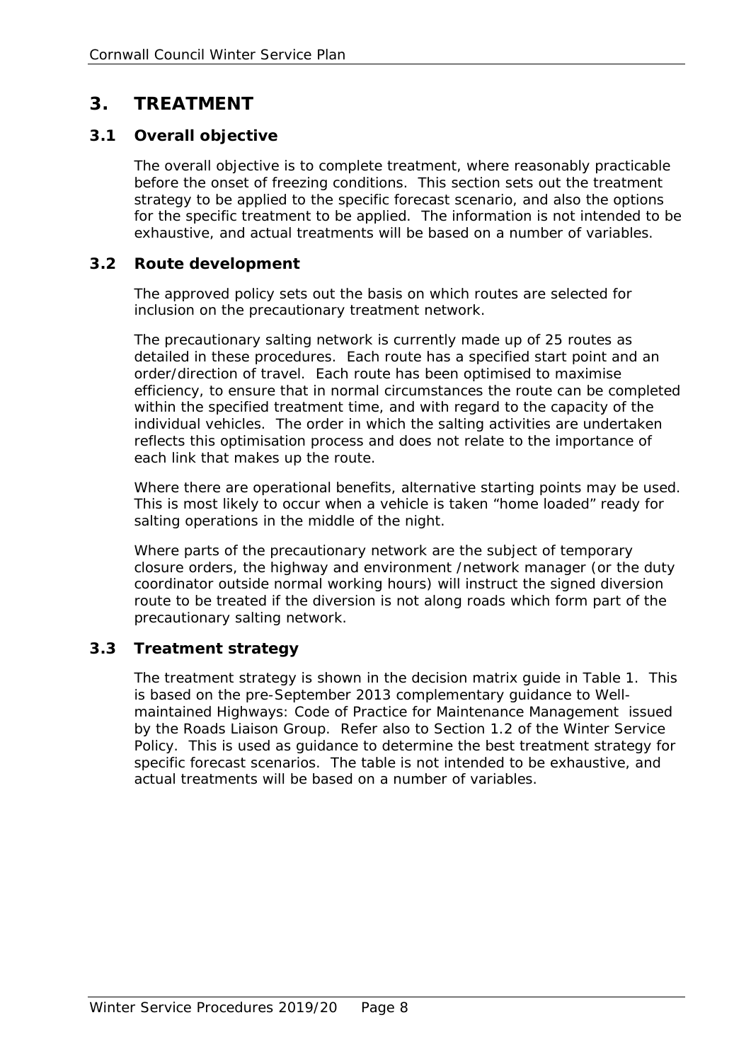# 3. TREATMENT

## 3.1 Overall objective

The overall objective is to complete treatment, where reasonably practicable before the onset of freezing conditions. This section sets out the treatment strategy to be applied to the specific forecast scenario, and also the options for the specific treatment to be applied. The information is not intended to be exhaustive, and actual treatments will be based on a number of variables.

## 3.2 Route development

The approved policy sets out the basis on which routes are selected for inclusion on the precautionary treatment network.

The precautionary salting network is currently made up of 25 routes as detailed in these procedures. Each route has a specified start point and an order/direction of travel. Each route has been optimised to maximise efficiency, to ensure that in normal circumstances the route can be completed within the specified treatment time, and with regard to the capacity of the individual vehicles. The order in which the salting activities are undertaken reflects this optimisation process and does not relate to the importance of each link that makes up the route.

Where there are operational benefits, alternative starting points may be used. This is most likely to occur when a vehicle is taken "home loaded" ready for salting operations in the middle of the night.

Where parts of the precautionary network are the subject of temporary closure orders, the highway and environment /network manager (or the duty coordinator outside normal working hours) will instruct the signed diversion route to be treated if the diversion is not along roads which form part of the precautionary salting network.

## 3.3 Treatment strategy

The treatment strategy is shown in the decision matrix guide in Table 1. This is based on the pre-September 2013 complementary guidance to Well-maintained Highways: Code of Practice for Maintenance Management issued by the Roads Liaison Group. Refer also to Section 1.2 of the Winter Service Policy. This is used as guidance to determine the best treatment strategy for specific forecast scenarios. The table is not intended to be exhaustive, and actual treatments will be based on a number of variables.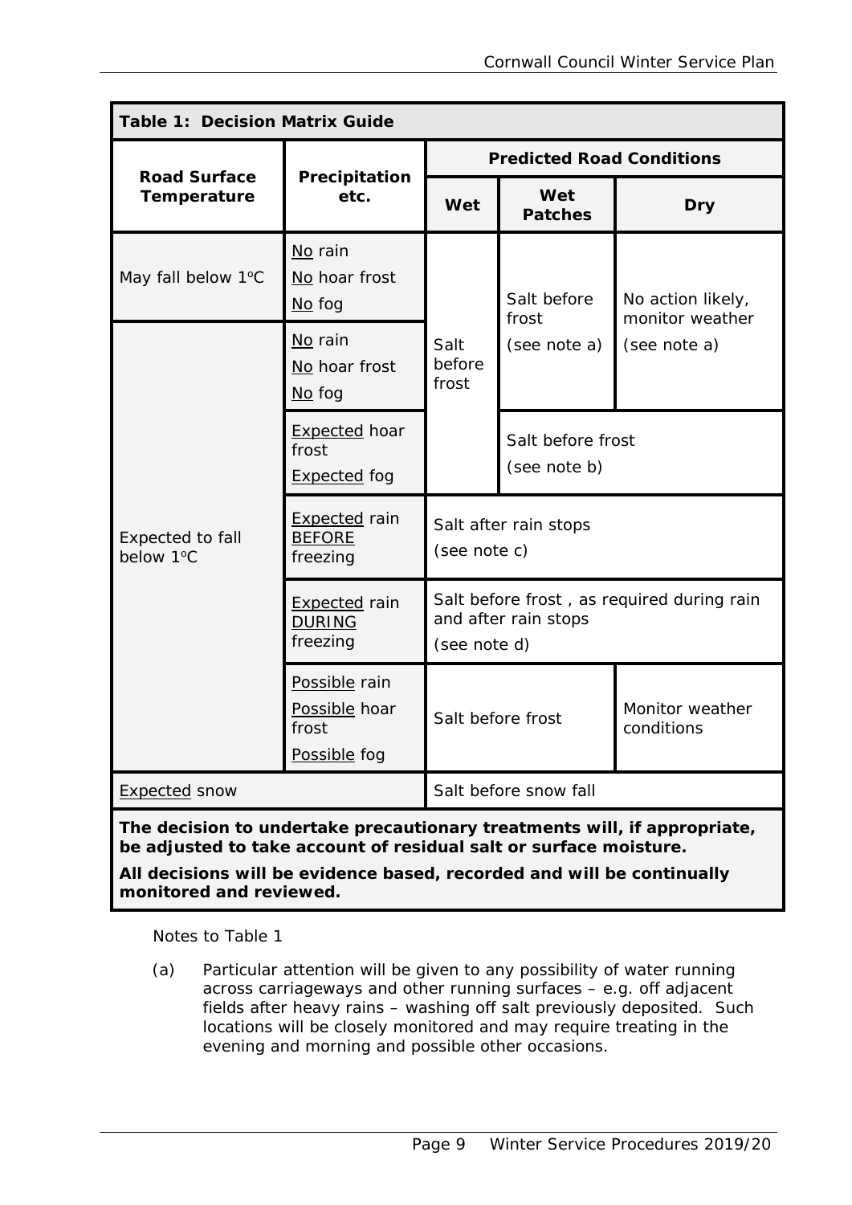**Table 1: Decision Matrix Guide**

| Road Surface Temperature | Precipitation etc. | Predicted Road Conditions | | |
|---|---|---|---|---|
| | | Wet | Wet Patches | Dry |
| May fall below 1°C | No rain<br>No hoar frost<br>No fog | Salt before frost | Salt before frost (see note a) | No action likely, monitor weather (see note a) |
| Expected to fall below 1°C | No rain<br>No hoar frost<br>No fog | Salt before frost | Salt before frost (see note a) | No action likely, monitor weather (see note a) |
| | Expected hoar frost<br>Expected fog | Salt before frost | Salt before frost (see note b) | |
| | Expected rain BEFORE freezing | Salt after rain stops (see note c) | | |
| | Expected rain DURING freezing | Salt before frost , as required during rain and after rain stops (see note d) | | |
| | Possible rain<br>Possible hoar frost<br>Possible fog | Salt before frost | | Monitor weather conditions |
| Expected snow | | Salt before snow fall | | |

**The decision to undertake precautionary treatments will, if appropriate, be adjusted to take account of residual salt or surface moisture.**

**All decisions will be evidence based, recorded and will be continually monitored and reviewed.**

Notes to Table 1

(a) Particular attention will be given to any possibility of water running across carriageways and other running surfaces – e.g. off adjacent fields after heavy rains – washing off salt previously deposited. Such locations will be closely monitored and may require treating in the evening and morning and possible other occasions.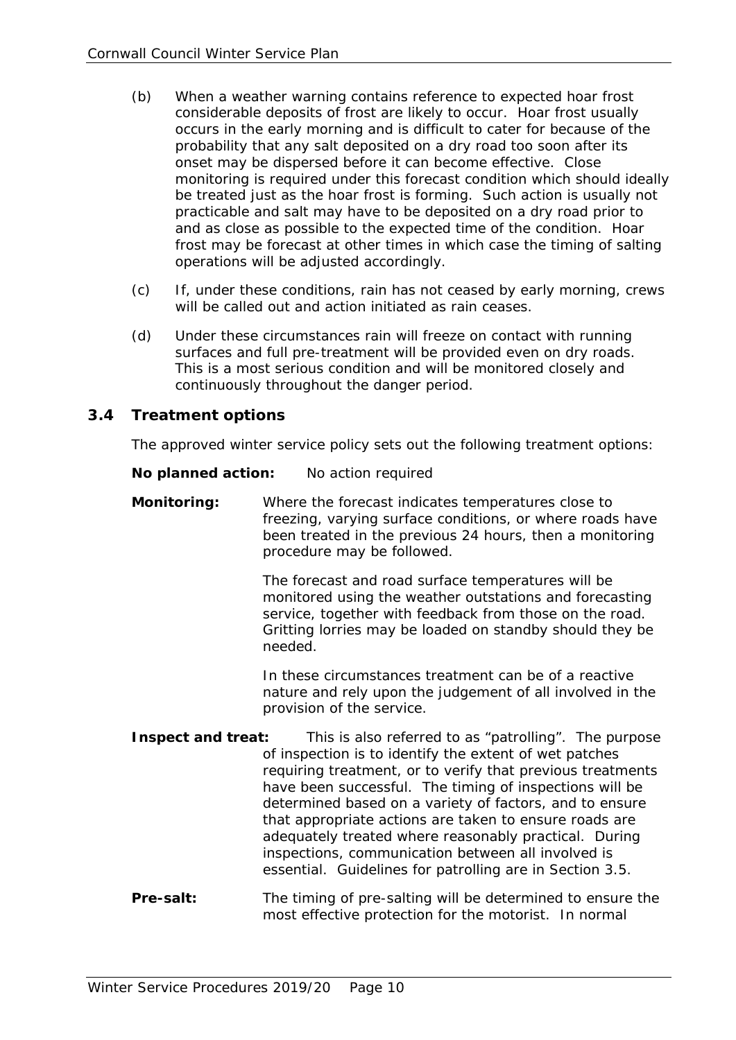(b) When a weather warning contains reference to expected hoar frost considerable deposits of frost are likely to occur. Hoar frost usually occurs in the early morning and is difficult to cater for because of the probability that any salt deposited on a dry road too soon after its onset may be dispersed before it can become effective. Close monitoring is required under this forecast condition which should ideally be treated just as the hoar frost is forming. Such action is usually not practicable and salt may have to be deposited on a dry road prior to and as close as possible to the expected time of the condition. Hoar frost may be forecast at other times in which case the timing of salting operations will be adjusted accordingly.

(c) If, under these conditions, rain has not ceased by early morning, crews will be called out and action initiated as rain ceases.

(d) Under these circumstances rain will freeze on contact with running surfaces and full pre-treatment will be provided even on dry roads. This is a most serious condition and will be monitored closely and continuously throughout the danger period.

## 3.4 Treatment options

The approved winter service policy sets out the following treatment options:

**No planned action:** No action required

**Monitoring:** Where the forecast indicates temperatures close to freezing, varying surface conditions, or where roads have been treated in the previous 24 hours, then a monitoring procedure may be followed.

The forecast and road surface temperatures will be monitored using the weather outstations and forecasting service, together with feedback from those on the road. Gritting lorries may be loaded on standby should they be needed.

In these circumstances treatment can be of a reactive nature and rely upon the judgement of all involved in the provision of the service.

**Inspect and treat:** This is also referred to as "patrolling". The purpose of inspection is to identify the extent of wet patches requiring treatment, or to verify that previous treatments have been successful. The timing of inspections will be determined based on a variety of factors, and to ensure that appropriate actions are taken to ensure roads are adequately treated where reasonably practical. During inspections, communication between all involved is essential. Guidelines for patrolling are in Section 3.5.

**Pre-salt:** The timing of pre-salting will be determined to ensure the most effective protection for the motorist. In normal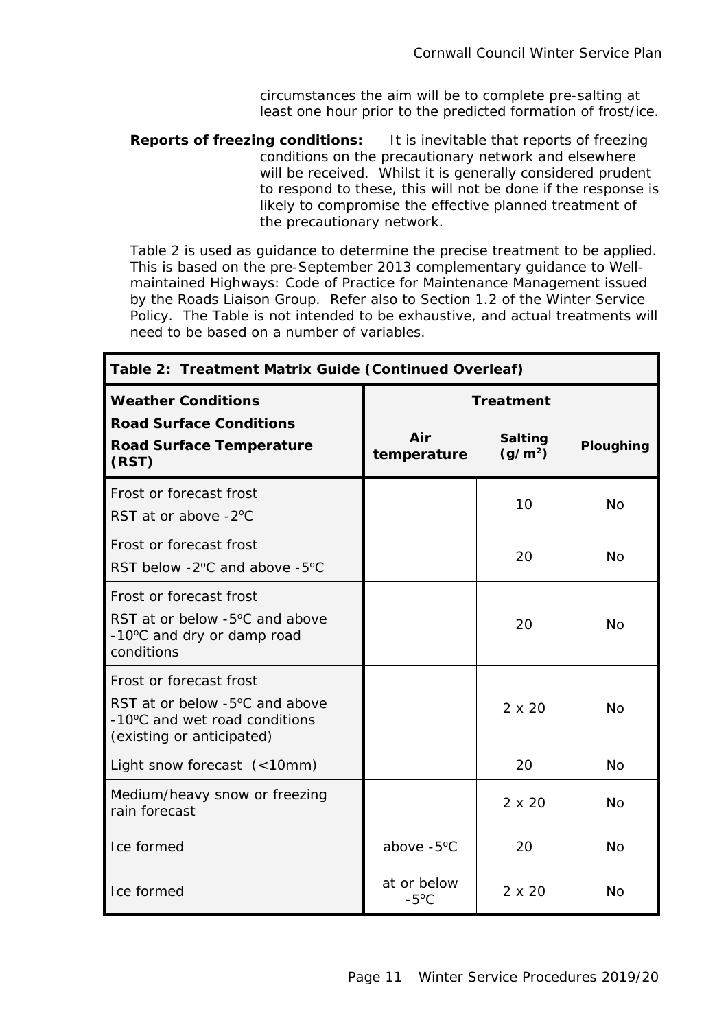circumstances the aim will be to complete pre-salting at least one hour prior to the predicted formation of frost/ice.

**Reports of freezing conditions:** It is inevitable that reports of freezing conditions on the precautionary network and elsewhere will be received. Whilst it is generally considered prudent to respond to these, this will not be done if the response is likely to compromise the effective planned treatment of the precautionary network.

Table 2 is used as guidance to determine the precise treatment to be applied. This is based on the pre-September 2013 complementary guidance to Well-maintained Highways: Code of Practice for Maintenance Management issued by the Roads Liaison Group. Refer also to Section 1.2 of the Winter Service Policy. The Table is not intended to be exhaustive, and actual treatments will need to be based on a number of variables.

**Table 2: Treatment Matrix Guide (Continued Overleaf)**

| Weather Conditions<br>Road Surface Conditions<br>Road Surface Temperature (RST) | Treatment | | |
|---|---|---|---|
| | Air temperature | Salting ($g/m^2$) | Ploughing |
| Frost or forecast frost<br>RST at or above -2°C | | 10 | No |
| Frost or forecast frost<br>RST below -2°C and above -5°C | | 20 | No |
| Frost or forecast frost<br>RST at or below -5°C and above -10°C and dry or damp road conditions | | 20 | No |
| Frost or forecast frost<br>RST at or below -5°C and above -10°C and wet road conditions (existing or anticipated) | | 2 x 20 | No |
| Light snow forecast (<10mm) | | 20 | No |
| Medium/heavy snow or freezing rain forecast | | 2 x 20 | No |
| Ice formed | above -5°C | 20 | No |
| Ice formed | at or below -5°C | 2 x 20 | No |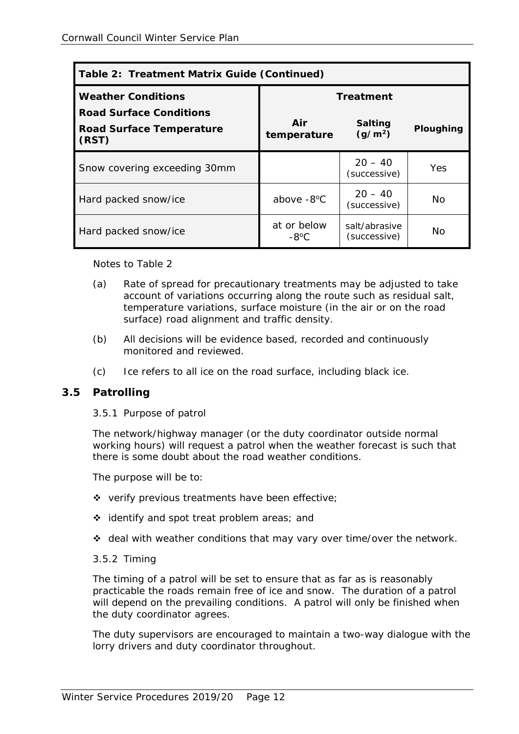| Table 2: Treatment Matrix Guide (Continued) | | | |
|---|---|---|---|
| **Weather Conditions** | **Treatment** | | |
| **Road Surface Conditions**<br>**Road Surface Temperature (RST)** | **Air temperature** | **Salting ($g/m^2$)** | **Ploughing** |
| Snow covering exceeding 30mm | | 20 – 40 (successive) | Yes |
| Hard packed snow/ice | above -8ºC | 20 – 40 (successive) | No |
| Hard packed snow/ice | at or below -8ºC | salt/abrasive (successive) | No |

Notes to Table 2

(a) Rate of spread for precautionary treatments may be adjusted to take account of variations occurring along the route such as residual salt, temperature variations, surface moisture (in the air or on the road surface) road alignment and traffic density.

(b) All decisions will be evidence based, recorded and continuously monitored and reviewed.

(c) Ice refers to all ice on the road surface, including black ice.

## 3.5 Patrolling

3.5.1 Purpose of patrol

The network/highway manager (or the duty coordinator outside normal working hours) will request a patrol when the weather forecast is such that there is some doubt about the road weather conditions.

The purpose will be to:

- verify previous treatments have been effective;
- identify and spot treat problem areas; and
- deal with weather conditions that may vary over time/over the network.

3.5.2 Timing

The timing of a patrol will be set to ensure that as far as is reasonably practicable the roads remain free of ice and snow. The duration of a patrol will depend on the prevailing conditions. A patrol will only be finished when the duty coordinator agrees.

The duty supervisors are encouraged to maintain a two-way dialogue with the lorry drivers and duty coordinator throughout.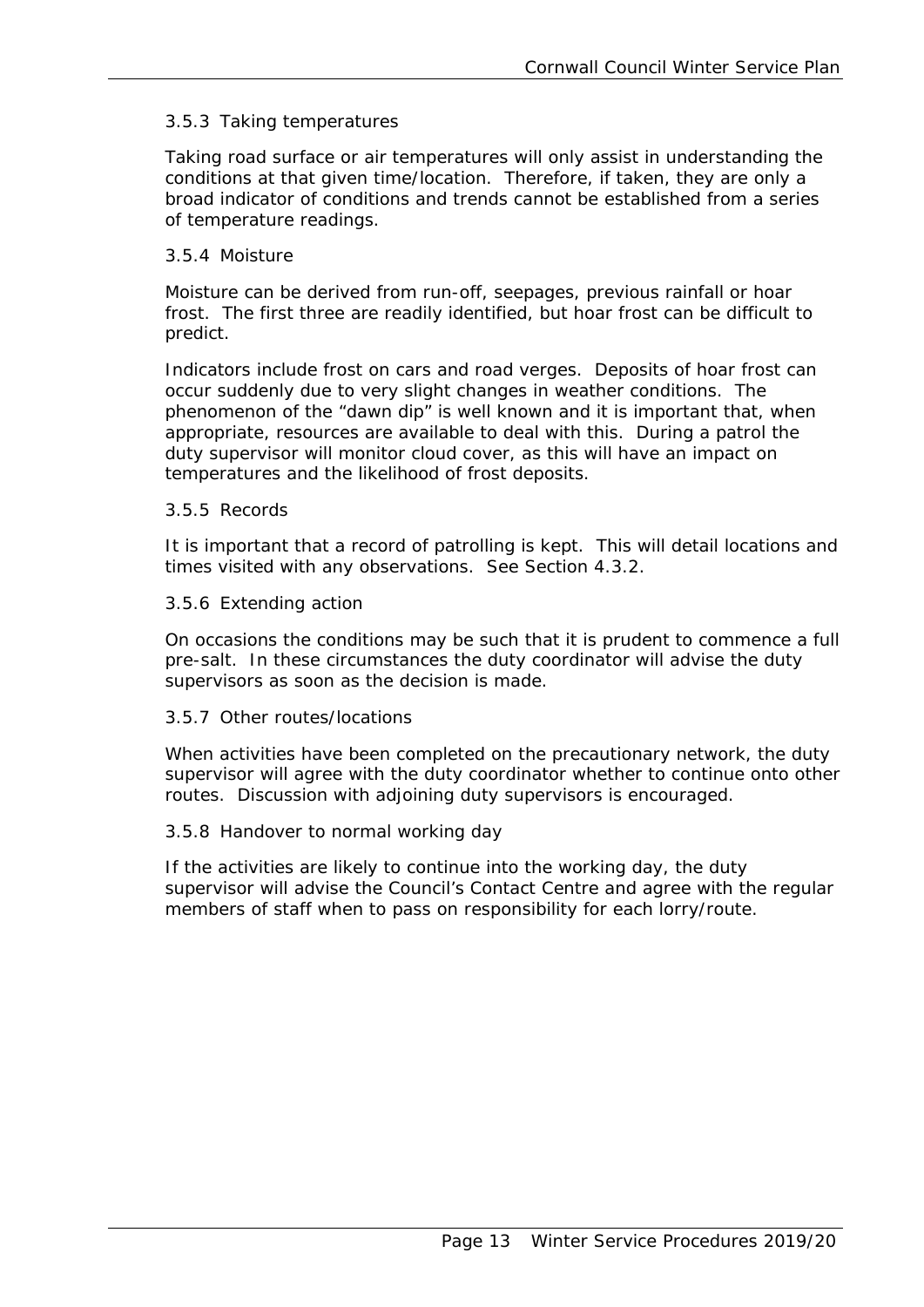### 3.5.3 Taking temperatures

Taking road surface or air temperatures will only assist in understanding the conditions at that given time/location. Therefore, if taken, they are only a broad indicator of conditions and trends cannot be established from a series of temperature readings.

### 3.5.4 Moisture

Moisture can be derived from run-off, seepages, previous rainfall or hoar frost. The first three are readily identified, but hoar frost can be difficult to predict.

Indicators include frost on cars and road verges. Deposits of hoar frost can occur suddenly due to very slight changes in weather conditions. The phenomenon of the "dawn dip" is well known and it is important that, when appropriate, resources are available to deal with this. During a patrol the duty supervisor will monitor cloud cover, as this will have an impact on temperatures and the likelihood of frost deposits.

### 3.5.5 Records

It is important that a record of patrolling is kept. This will detail locations and times visited with any observations. See Section 4.3.2.

### 3.5.6 Extending action

On occasions the conditions may be such that it is prudent to commence a full pre-salt. In these circumstances the duty coordinator will advise the duty supervisors as soon as the decision is made.

### 3.5.7 Other routes/locations

When activities have been completed on the precautionary network, the duty supervisor will agree with the duty coordinator whether to continue onto other routes. Discussion with adjoining duty supervisors is encouraged.

### 3.5.8 Handover to normal working day

If the activities are likely to continue into the working day, the duty supervisor will advise the Council's Contact Centre and agree with the regular members of staff when to pass on responsibility for each lorry/route.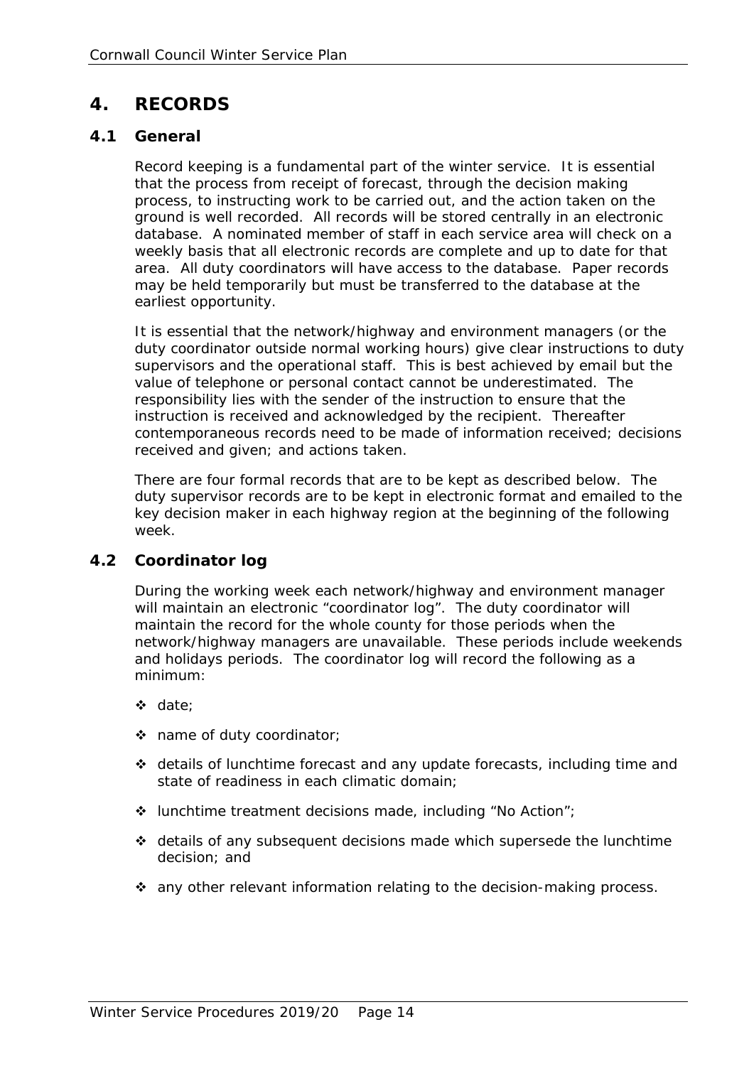# 4. RECORDS

## 4.1 General

Record keeping is a fundamental part of the winter service. It is essential that the process from receipt of forecast, through the decision making process, to instructing work to be carried out, and the action taken on the ground is well recorded. All records will be stored centrally in an electronic database. A nominated member of staff in each service area will check on a weekly basis that all electronic records are complete and up to date for that area. All duty coordinators will have access to the database. Paper records may be held temporarily but must be transferred to the database at the earliest opportunity.

It is essential that the network/highway and environment managers (or the duty coordinator outside normal working hours) give clear instructions to duty supervisors and the operational staff. This is best achieved by email but the value of telephone or personal contact cannot be underestimated. The responsibility lies with the sender of the instruction to ensure that the instruction is received and acknowledged by the recipient. Thereafter contemporaneous records need to be made of information received; decisions received and given; and actions taken.

There are four formal records that are to be kept as described below. The duty supervisor records are to be kept in electronic format and emailed to the key decision maker in each highway region at the beginning of the following week.

## 4.2 Coordinator log

During the working week each network/highway and environment manager will maintain an electronic "coordinator log". The duty coordinator will maintain the record for the whole county for those periods when the network/highway managers are unavailable. These periods include weekends and holidays periods. The coordinator log will record the following as a minimum:

- date;
- name of duty coordinator;
- details of lunchtime forecast and any update forecasts, including time and state of readiness in each climatic domain;
- lunchtime treatment decisions made, including "No Action";
- details of any subsequent decisions made which supersede the lunchtime decision; and
- any other relevant information relating to the decision-making process.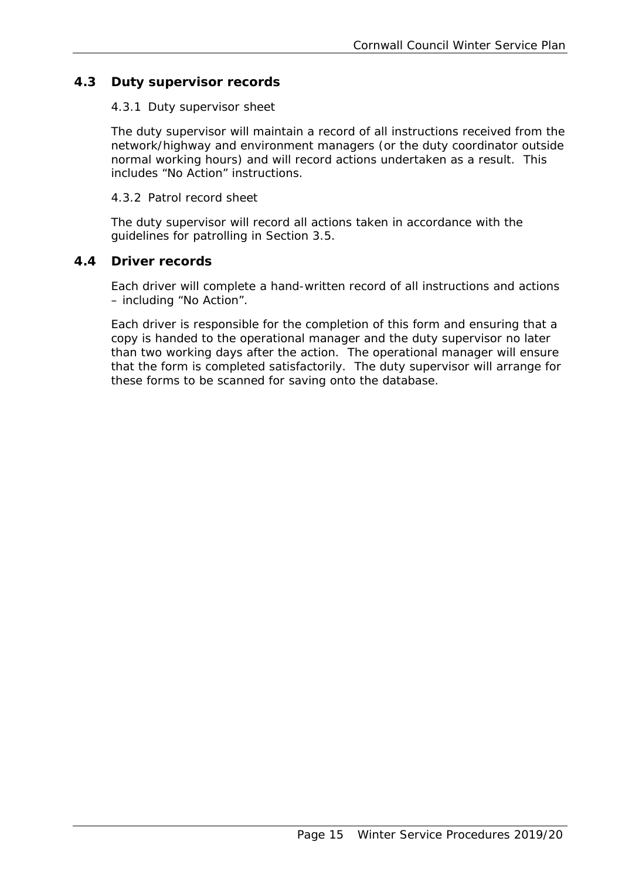## 4.3 Duty supervisor records

### 4.3.1 Duty supervisor sheet

The duty supervisor will maintain a record of all instructions received from the network/highway and environment managers (or the duty coordinator outside normal working hours) and will record actions undertaken as a result. This includes "No Action" instructions.

### 4.3.2 Patrol record sheet

The duty supervisor will record all actions taken in accordance with the guidelines for patrolling in Section 3.5.

## 4.4 Driver records

Each driver will complete a hand-written record of all instructions and actions – including "No Action".

Each driver is responsible for the completion of this form and ensuring that a copy is handed to the operational manager and the duty supervisor no later than two working days after the action. The operational manager will ensure that the form is completed satisfactorily. The duty supervisor will arrange for these forms to be scanned for saving onto the database.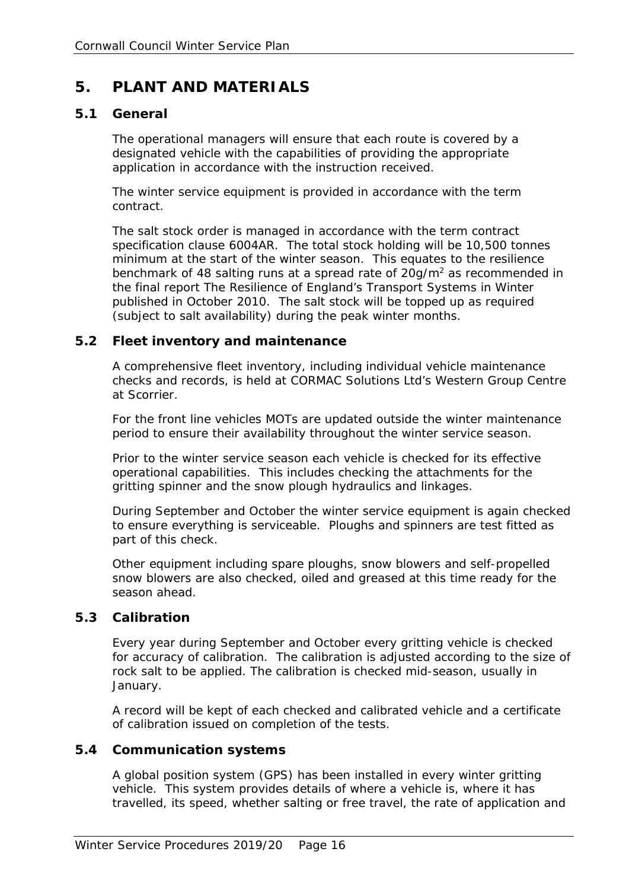# 5. PLANT AND MATERIALS

## 5.1 General

The operational managers will ensure that each route is covered by a designated vehicle with the capabilities of providing the appropriate application in accordance with the instruction received.

The winter service equipment is provided in accordance with the term contract.

The salt stock order is managed in accordance with the term contract specification clause 6004AR. The total stock holding will be 10,500 tonnes minimum at the start of the winter season. This equates to the resilience benchmark of 48 salting runs at a spread rate of 20g/$m^2$ as recommended in the final report The Resilience of England's Transport Systems in Winter published in October 2010. The salt stock will be topped up as required (subject to salt availability) during the peak winter months.

## 5.2 Fleet inventory and maintenance

A comprehensive fleet inventory, including individual vehicle maintenance checks and records, is held at CORMAC Solutions Ltd's Western Group Centre at Scorrier.

For the front line vehicles MOTs are updated outside the winter maintenance period to ensure their availability throughout the winter service season.

Prior to the winter service season each vehicle is checked for its effective operational capabilities. This includes checking the attachments for the gritting spinner and the snow plough hydraulics and linkages.

During September and October the winter service equipment is again checked to ensure everything is serviceable. Ploughs and spinners are test fitted as part of this check.

Other equipment including spare ploughs, snow blowers and self-propelled snow blowers are also checked, oiled and greased at this time ready for the season ahead.

## 5.3 Calibration

Every year during September and October every gritting vehicle is checked for accuracy of calibration. The calibration is adjusted according to the size of rock salt to be applied. The calibration is checked mid-season, usually in January.

A record will be kept of each checked and calibrated vehicle and a certificate of calibration issued on completion of the tests.

## 5.4 Communication systems

A global position system (GPS) has been installed in every winter gritting vehicle. This system provides details of where a vehicle is, where it has travelled, its speed, whether salting or free travel, the rate of application and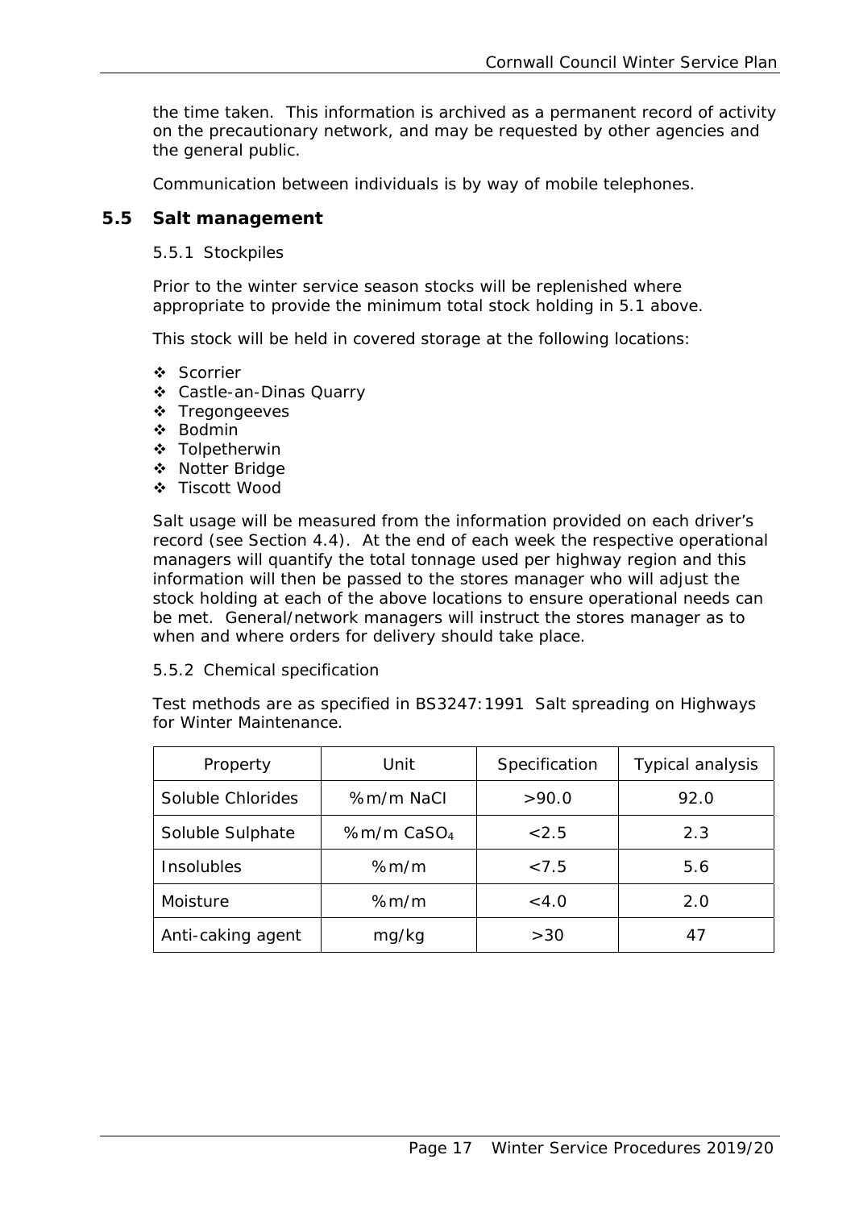the time taken. This information is archived as a permanent record of activity on the precautionary network, and may be requested by other agencies and the general public.

Communication between individuals is by way of mobile telephones.

## 5.5 Salt management

### 5.5.1 Stockpiles

Prior to the winter service season stocks will be replenished where appropriate to provide the minimum total stock holding in 5.1 above.

This stock will be held in covered storage at the following locations:

- Scorrier
- Castle-an-Dinas Quarry
- Tregongeeves
- Bodmin
- Tolpetherwin
- Notter Bridge
- Tiscott Wood

Salt usage will be measured from the information provided on each driver's record (see Section 4.4). At the end of each week the respective operational managers will quantify the total tonnage used per highway region and this information will then be passed to the stores manager who will adjust the stock holding at each of the above locations to ensure operational needs can be met. General/network managers will instruct the stores manager as to when and where orders for delivery should take place.

### 5.5.2 Chemical specification

Test methods are as specified in BS3247:1991 Salt spreading on Highways for Winter Maintenance.

| Property | Unit | Specification | Typical analysis |
|---|---|---|---|
| Soluble Chlorides | %m/m NaCl | >90.0 | 92.0 |
| Soluble Sulphate | %m/m $CaSO_4$ | <2.5 | 2.3 |
| Insolubles | %m/m | <7.5 | 5.6 |
| Moisture | %m/m | <4.0 | 2.0 |
| Anti-caking agent | mg/kg | >30 | 47 |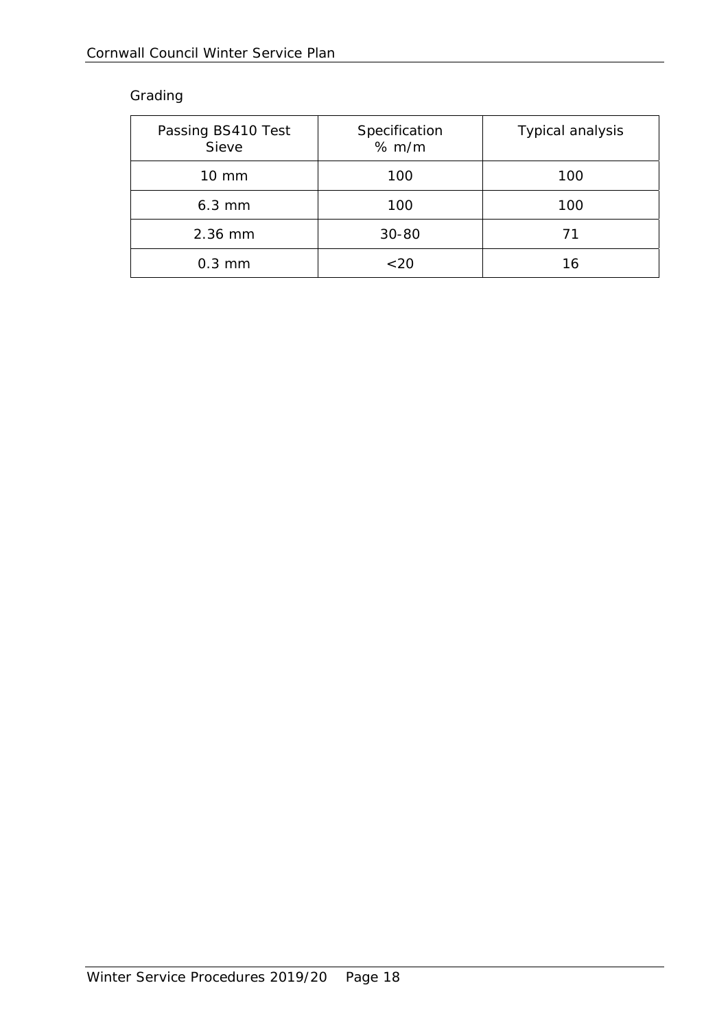Grading

| Passing BS410 Test Sieve | Specification % m/m | Typical analysis |
|---|---|---|
| 10 mm | 100 | 100 |
| 6.3 mm | 100 | 100 |
| 2.36 mm | 30-80 | 71 |
| 0.3 mm | <20 | 16 |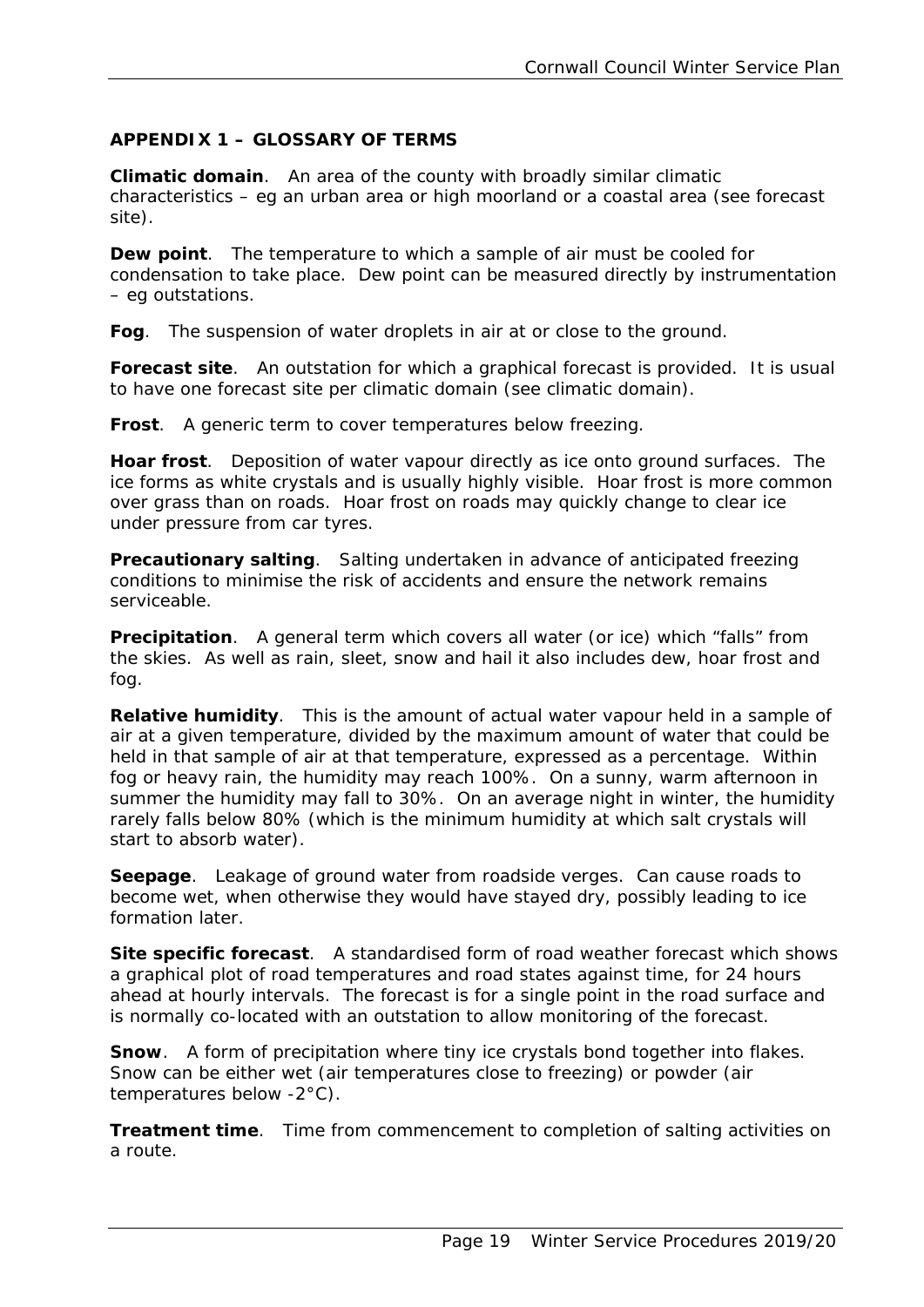## APPENDIX 1 – GLOSSARY OF TERMS

**Climatic domain**. An area of the county with broadly similar climatic characteristics – eg an urban area or high moorland or a coastal area (see forecast site).

**Dew point**. The temperature to which a sample of air must be cooled for condensation to take place. Dew point can be measured directly by instrumentation – eg outstations.

**Fog**. The suspension of water droplets in air at or close to the ground.

**Forecast site**. An outstation for which a graphical forecast is provided. It is usual to have one forecast site per climatic domain (see climatic domain).

**Frost**. A generic term to cover temperatures below freezing.

**Hoar frost**. Deposition of water vapour directly as ice onto ground surfaces. The ice forms as white crystals and is usually highly visible. Hoar frost is more common over grass than on roads. Hoar frost on roads may quickly change to clear ice under pressure from car tyres.

**Precautionary salting**. Salting undertaken in advance of anticipated freezing conditions to minimise the risk of accidents and ensure the network remains serviceable.

**Precipitation**. A general term which covers all water (or ice) which "falls" from the skies. As well as rain, sleet, snow and hail it also includes dew, hoar frost and fog.

**Relative humidity**. This is the amount of actual water vapour held in a sample of air at a given temperature, divided by the maximum amount of water that could be held in that sample of air at that temperature, expressed as a percentage. Within fog or heavy rain, the humidity may reach 100%. On a sunny, warm afternoon in summer the humidity may fall to 30%. On an average night in winter, the humidity rarely falls below 80% (which is the minimum humidity at which salt crystals will start to absorb water).

**Seepage**. Leakage of ground water from roadside verges. Can cause roads to become wet, when otherwise they would have stayed dry, possibly leading to ice formation later.

**Site specific forecast**. A standardised form of road weather forecast which shows a graphical plot of road temperatures and road states against time, for 24 hours ahead at hourly intervals. The forecast is for a single point in the road surface and is normally co-located with an outstation to allow monitoring of the forecast.

**Snow**. A form of precipitation where tiny ice crystals bond together into flakes. Snow can be either wet (air temperatures close to freezing) or powder (air temperatures below -2°C).

**Treatment time**. Time from commencement to completion of salting activities on a route.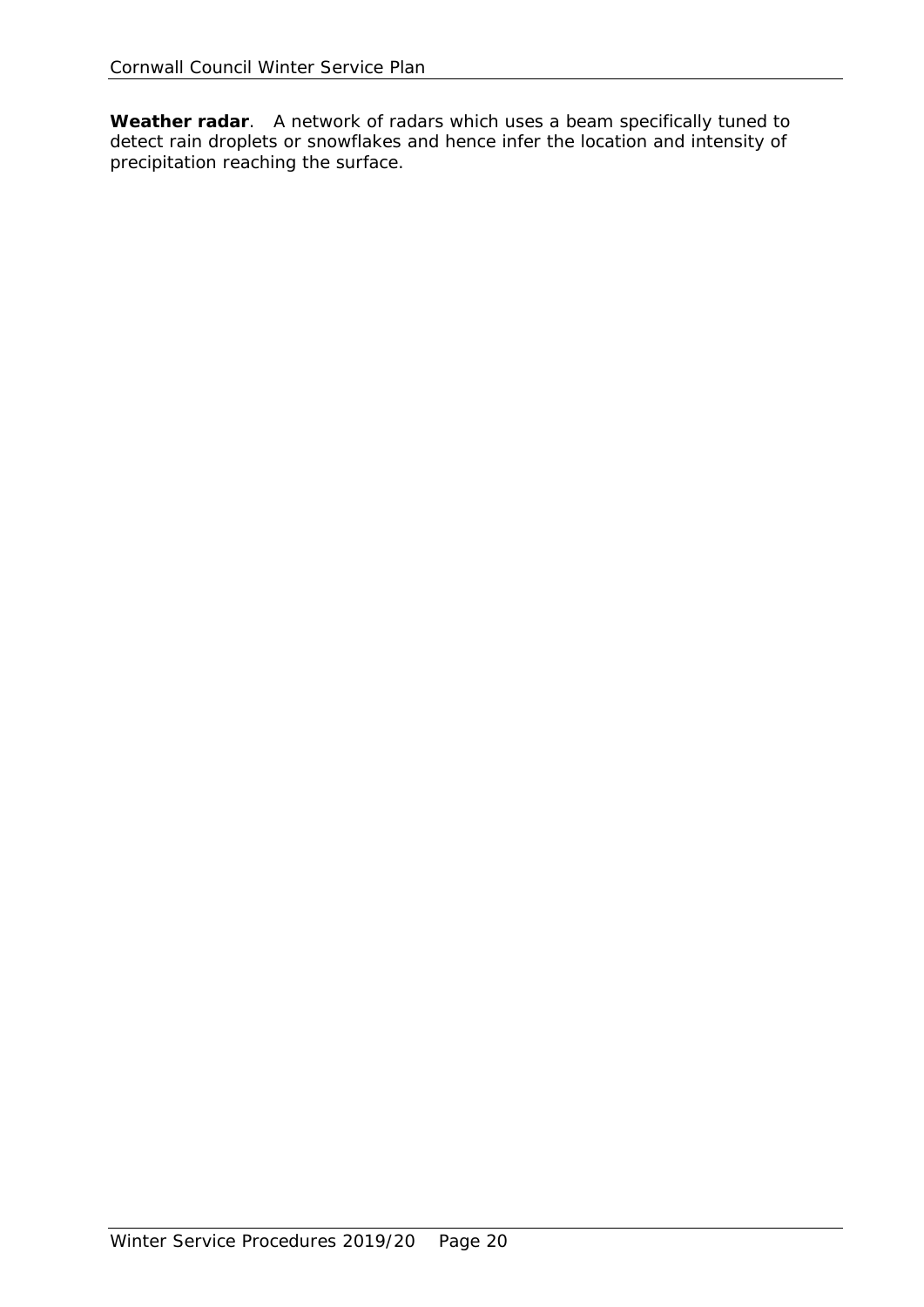**Weather radar**. A network of radars which uses a beam specifically tuned to detect rain droplets or snowflakes and hence infer the location and intensity of precipitation reaching the surface.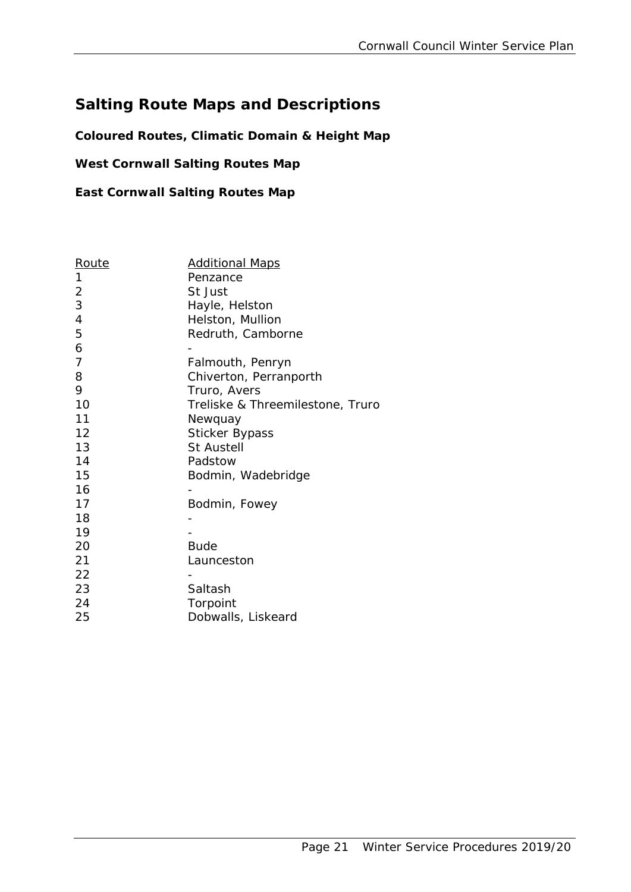## Salting Route Maps and Descriptions

**Coloured Routes, Climatic Domain & Height Map**

**West Cornwall Salting Routes Map**

**East Cornwall Salting Routes Map**

| Route | Additional Maps |
|---|---|
| 1 | Penzance |
| 2 | St Just |
| 3 | Hayle, Helston |
| 4 | Helston, Mullion |
| 5 | Redruth, Camborne |
| 6 | - |
| 7 | Falmouth, Penryn |
| 8 | Chiverton, Perranporth |
| 9 | Truro, Avers |
| 10 | Treliske & Threemilestone, Truro |
| 11 | Newquay |
| 12 | Sticker Bypass |
| 13 | St Austell |
| 14 | Padstow |
| 15 | Bodmin, Wadebridge |
| 16 | - |
| 17 | Bodmin, Fowey |
| 18 | - |
| 19 | - |
| 20 | Bude |
| 21 | Launceston |
| 22 | - |
| 23 | Saltash |
| 24 | Torpoint |
| 25 | Dobwalls, Liskeard |